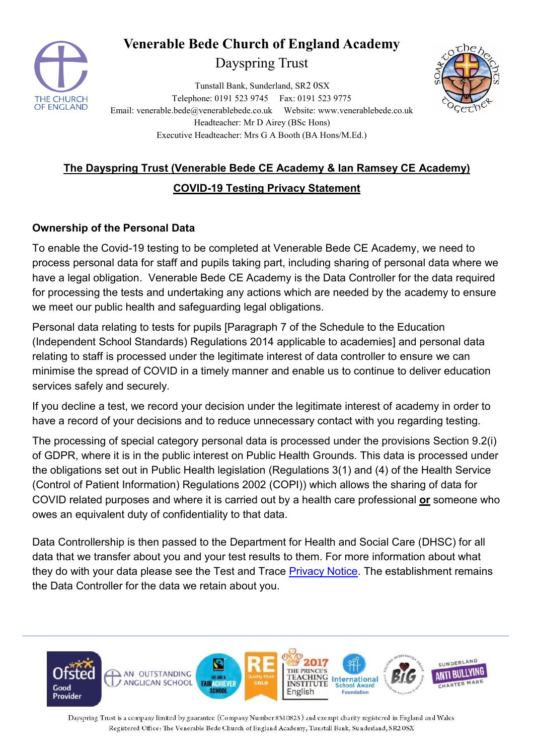# Venerable Bede Church of England Academy

Dayspring Trust

Tunstall Bank, Sunderland, SR2 0SX
Telephone: 0191 523 9745 Fax: 0191 523 9775
Email: venerable.bede@venerablebede.co.uk Website: www.venerablebede.co.uk
Headteacher: Mr D Airey (BSc Hons)
Executive Headteacher: Mrs G A Booth (BA Hons/M.Ed.)

## The Dayspring Trust (Venerable Bede CE Academy & Ian Ramsey CE Academy)

## COVID-19 Testing Privacy Statement

### Ownership of the Personal Data

To enable the Covid-19 testing to be completed at Venerable Bede CE Academy, we need to process personal data for staff and pupils taking part, including sharing of personal data where we have a legal obligation. Venerable Bede CE Academy is the Data Controller for the data required for processing the tests and undertaking any actions which are needed by the academy to ensure we meet our public health and safeguarding legal obligations.

Personal data relating to tests for pupils [Paragraph 7 of the Schedule to the Education (Independent School Standards) Regulations 2014 applicable to academies] and personal data relating to staff is processed under the legitimate interest of data controller to ensure we can minimise the spread of COVID in a timely manner and enable us to continue to deliver education services safely and securely.

If you decline a test, we record your decision under the legitimate interest of academy in order to have a record of your decisions and to reduce unnecessary contact with you regarding testing.

The processing of special category personal data is processed under the provisions Section 9.2(i) of GDPR, where it is in the public interest on Public Health Grounds. This data is processed under the obligations set out in Public Health legislation (Regulations 3(1) and (4) of the Health Service (Control of Patient Information) Regulations 2002 (COPI)) which allows the sharing of data for COVID related purposes and where it is carried out by a health care professional **or** someone who owes an equivalent duty of confidentiality to that data.

Data Controllership is then passed to the Department for Health and Social Care (DHSC) for all data that we transfer about you and your test results to them. For more information about what they do with your data please see the Test and Trace Privacy Notice. The establishment remains the Data Controller for the data we retain about you.

Dayspring Trust is a company limited by guarantee (Company Number 8310825) and exempt charity registered in England and Wales
Registered Office: The Venerable Bede Church of England Academy, Tunstall Bank, Sunderland, SR2 0SX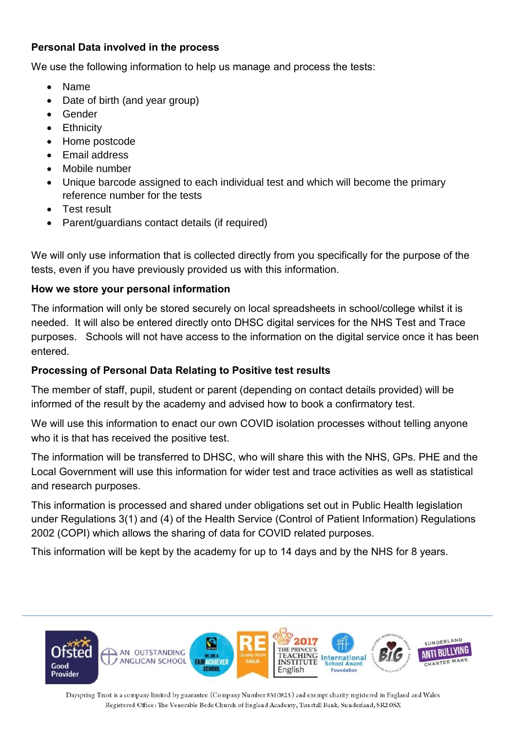**Personal Data involved in the process**

We use the following information to help us manage and process the tests:

- Name
- Date of birth (and year group)
- Gender
- Ethnicity
- Home postcode
- Email address
- Mobile number
- Unique barcode assigned to each individual test and which will become the primary reference number for the tests
- Test result
- Parent/guardians contact details (if required)

We will only use information that is collected directly from you specifically for the purpose of the tests, even if you have previously provided us with this information.

**How we store your personal information**

The information will only be stored securely on local spreadsheets in school/college whilst it is needed. It will also be entered directly onto DHSC digital services for the NHS Test and Trace purposes. Schools will not have access to the information on the digital service once it has been entered.

**Processing of Personal Data Relating to Positive test results**

The member of staff, pupil, student or parent (depending on contact details provided) will be informed of the result by the academy and advised how to book a confirmatory test.

We will use this information to enact our own COVID isolation processes without telling anyone who it is that has received the positive test.

The information will be transferred to DHSC, who will share this with the NHS, GPs. PHE and the Local Government will use this information for wider test and trace activities as well as statistical and research purposes.

This information is processed and shared under obligations set out in Public Health legislation under Regulations 3(1) and (4) of the Health Service (Control of Patient Information) Regulations 2002 (COPI) which allows the sharing of data for COVID related purposes.

This information will be kept by the academy for up to 14 days and by the NHS for 8 years.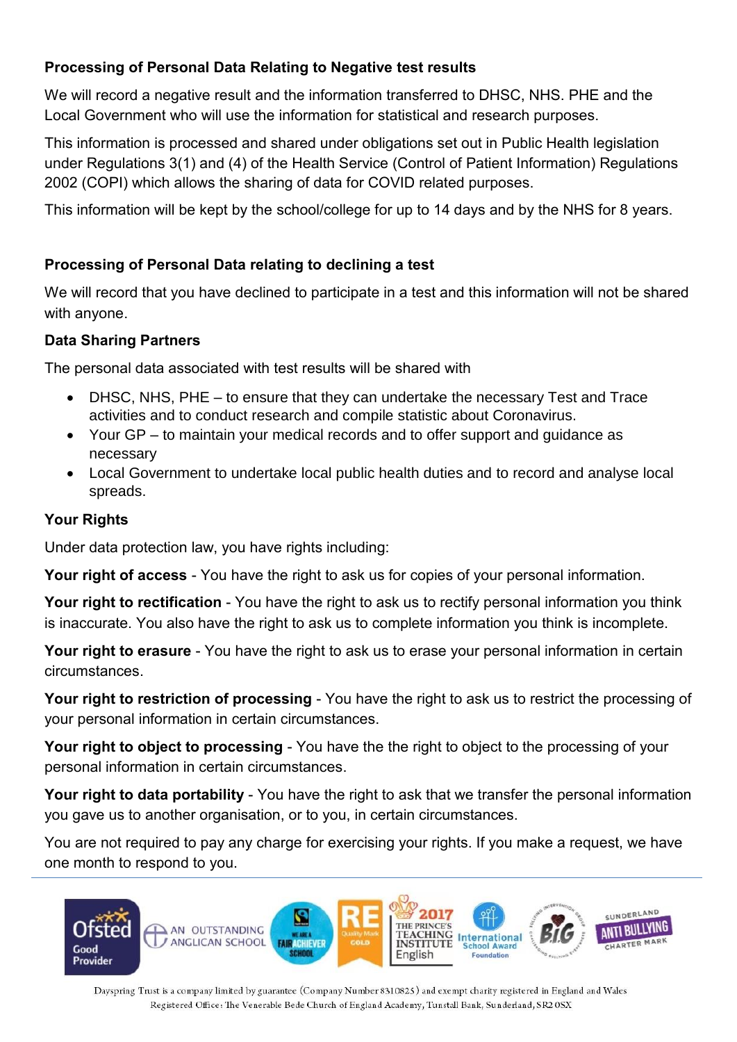**Processing of Personal Data Relating to Negative test results**

We will record a negative result and the information transferred to DHSC, NHS. PHE and the Local Government who will use the information for statistical and research purposes.

This information is processed and shared under obligations set out in Public Health legislation under Regulations 3(1) and (4) of the Health Service (Control of Patient Information) Regulations 2002 (COPI) which allows the sharing of data for COVID related purposes.

This information will be kept by the school/college for up to 14 days and by the NHS for 8 years.

**Processing of Personal Data relating to declining a test**

We will record that you have declined to participate in a test and this information will not be shared with anyone.

**Data Sharing Partners**

The personal data associated with test results will be shared with

- DHSC, NHS, PHE – to ensure that they can undertake the necessary Test and Trace activities and to conduct research and compile statistic about Coronavirus.
- Your GP – to maintain your medical records and to offer support and guidance as necessary
- Local Government to undertake local public health duties and to record and analyse local spreads.

**Your Rights**

Under data protection law, you have rights including:

**Your right of access** - You have the right to ask us for copies of your personal information.

**Your right to rectification** - You have the right to ask us to rectify personal information you think is inaccurate. You also have the right to ask us to complete information you think is incomplete.

**Your right to erasure** - You have the right to ask us to erase your personal information in certain circumstances.

**Your right to restriction of processing** - You have the right to ask us to restrict the processing of your personal information in certain circumstances.

**Your right to object to processing** - You have the the right to object to the processing of your personal information in certain circumstances.

**Your right to data portability** - You have the right to ask that we transfer the personal information you gave us to another organisation, or to you, in certain circumstances.

You are not required to pay any charge for exercising your rights. If you make a request, we have one month to respond to you.

Dayspring Trust is a company limited by guarantee (Company Number 8310825) and exempt charity registered in England and Wales
Registered Office: The Venerable Bede Church of England Academy, Tunstall Bank, Sunderland, SR2 0SX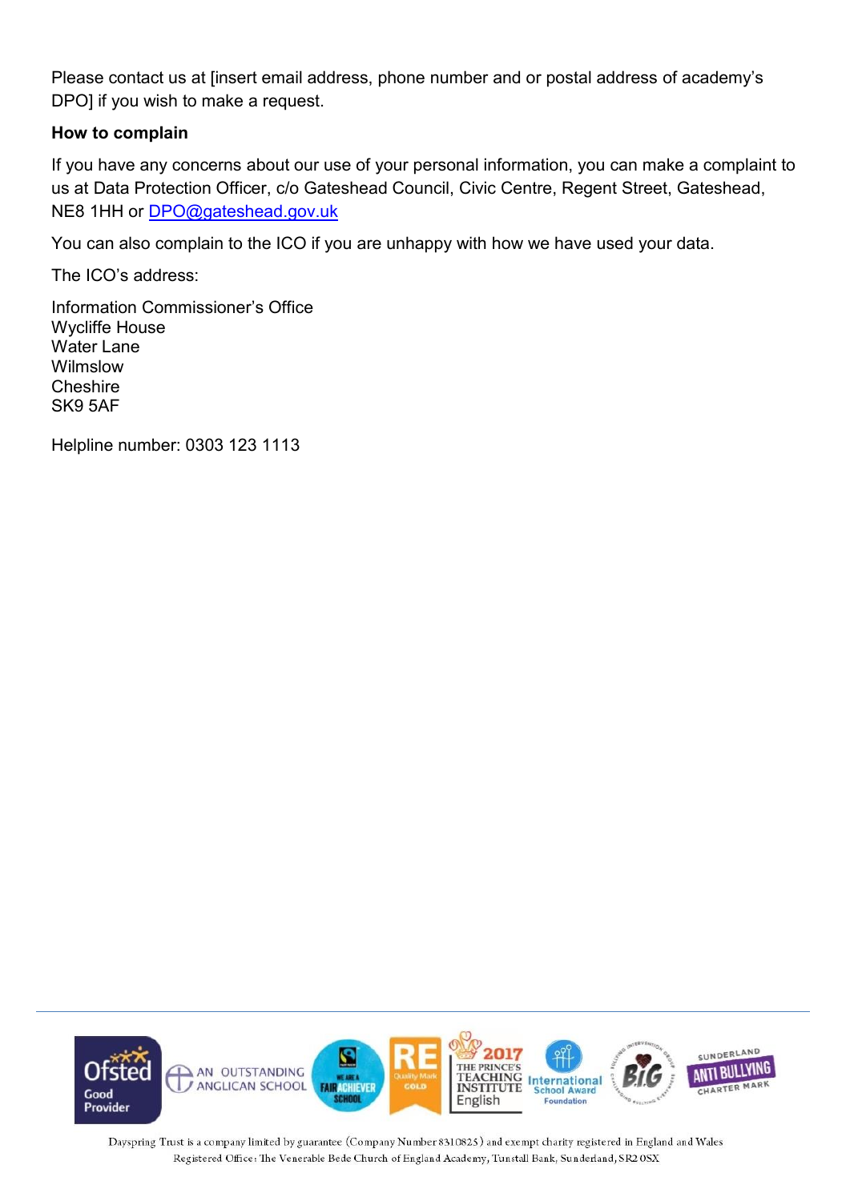Please contact us at [insert email address, phone number and or postal address of academy's DPO] if you wish to make a request.

**How to complain**

If you have any concerns about our use of your personal information, you can make a complaint to us at Data Protection Officer, c/o Gateshead Council, Civic Centre, Regent Street, Gateshead, NE8 1HH or DPO@gateshead.gov.uk

You can also complain to the ICO if you are unhappy with how we have used your data.

The ICO's address:

Information Commissioner's Office
Wycliffe House
Water Lane
Wilmslow
Cheshire
SK9 5AF

Helpline number: 0303 123 1113